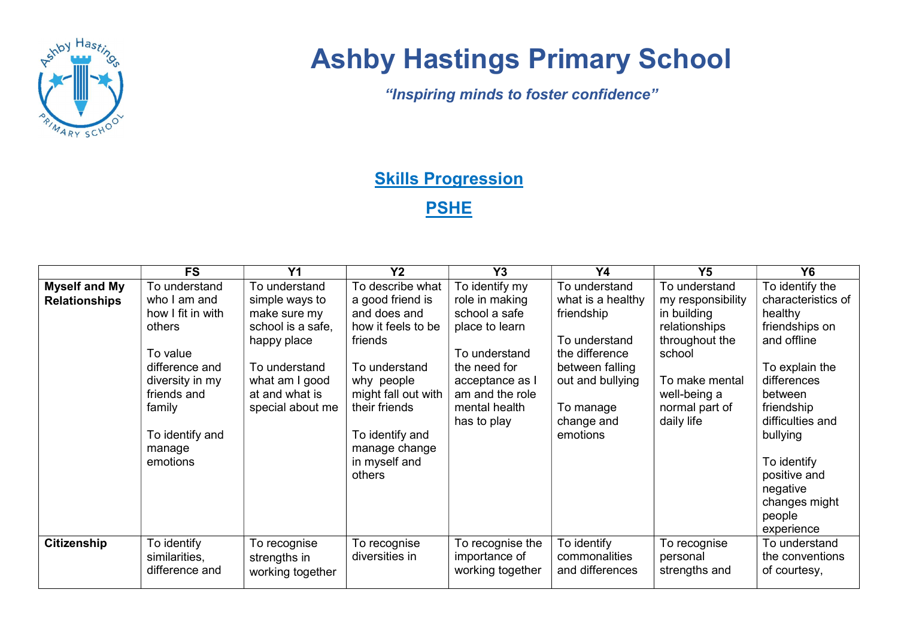# Ashby Hastings Primary School

*"Inspiring minds to foster confidence"*

## Skills Progression

## PSHE

| | FS | Y1 | Y2 | Y3 | Y4 | Y5 | Y6 |
|---|---|---|---|---|---|---|---|
| **Myself and My Relationships** | To understand who I am and how I fit in with others<br><br>To value difference and diversity in my friends and family<br><br>To identify and manage emotions | To understand simple ways to make sure my school is a safe, happy place<br><br>To understand what am I good at and what is special about me | To describe what a good friend is and does and how it feels to be friends<br><br>To understand why people might fall out with their friends<br><br>To identify and manage change in myself and others | To identify my role in making school a safe place to learn<br><br>To understand the need for acceptance as I am and the role mental health has to play | To understand what is a healthy friendship<br><br>To understand the difference between falling out and bullying<br><br>To manage change and emotions | To understand my responsibility in building relationships throughout the school<br><br>To make mental well-being a normal part of daily life | To identify the characteristics of healthy friendships on and offline<br><br>To explain the differences between friendship difficulties and bullying<br><br>To identify positive and negative changes might people experience |
| **Citizenship** | To identify similarities, difference and | To recognise strengths in working together | To recognise diversities in | To recognise the importance of working together | To identify commonalities and differences | To recognise personal strengths and | To understand the conventions of courtesy, |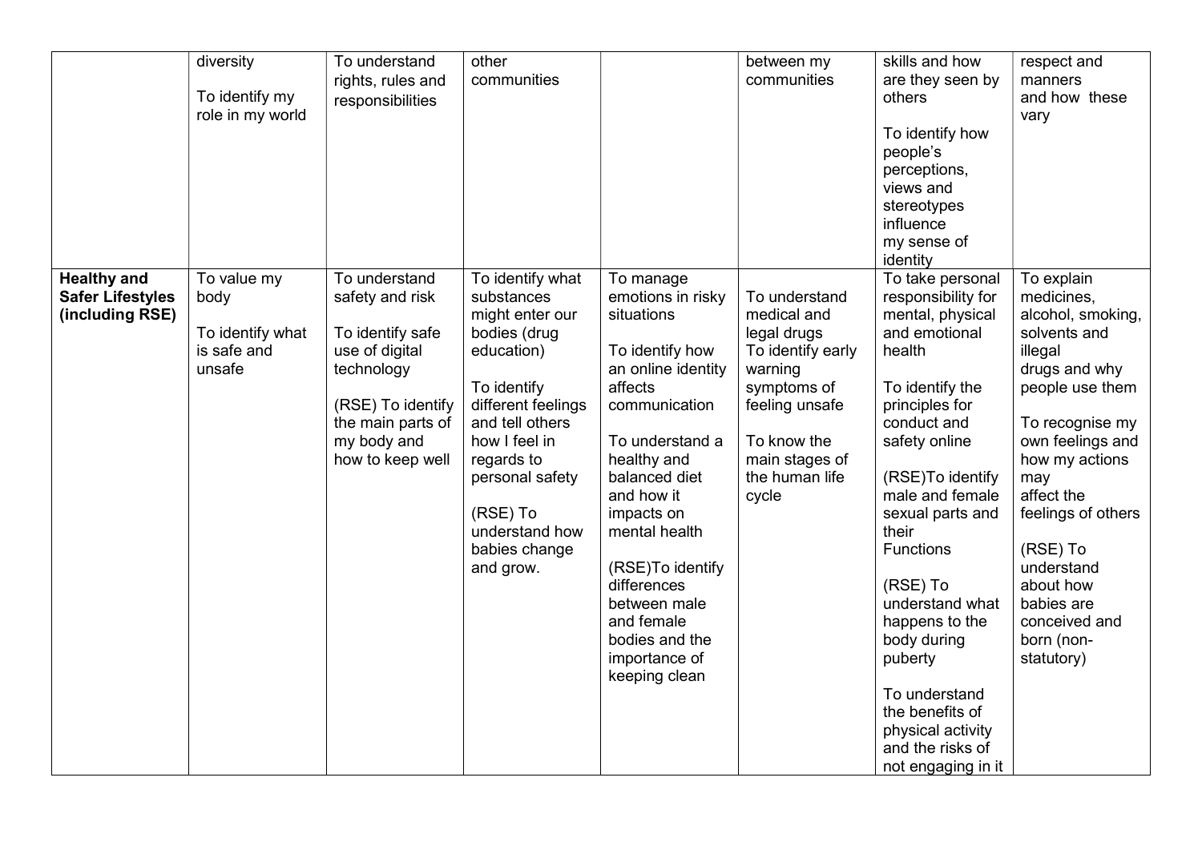| | | | | | | | |
|---|---|---|---|---|---|---|---|
| | diversity<br><br>To identify my role in my world | To understand rights, rules and responsibilities | other communities | | between my communities | skills and how are they seen by others<br><br>To identify how people's perceptions, views and stereotypes influence my sense of identity | respect and manners and how these vary |
| **Healthy and Safer Lifestyles (including RSE)** | To value my body<br><br>To identify what is safe and unsafe | To understand safety and risk<br><br>To identify safe use of digital technology<br><br>(RSE) To identify the main parts of my body and how to keep well | To identify what substances might enter our bodies (drug education)<br><br>To identify different feelings and tell others how I feel in regards to personal safety<br><br>(RSE) To understand how babies change and grow. | To manage emotions in risky situations<br><br>To identify how an online identity affects communication<br><br>To understand a healthy and balanced diet and how it impacts on mental health<br><br>(RSE)To identify differences between male and female bodies and the importance of keeping clean | To understand medical and legal drugs<br>To identify early warning symptoms of feeling unsafe<br><br>To know the main stages of the human life cycle | To take personal responsibility for mental, physical and emotional health<br><br>To identify the principles for conduct and safety online<br><br>(RSE)To identify male and female sexual parts and their Functions<br><br>(RSE) To understand what happens to the body during puberty<br><br>To understand the benefits of physical activity and the risks of not engaging in it | To explain medicines, alcohol, smoking, solvents and illegal drugs and why people use them<br><br>To recognise my own feelings and how my actions may affect the feelings of others<br><br>(RSE) To understand about how babies are conceived and born (non-statutory) |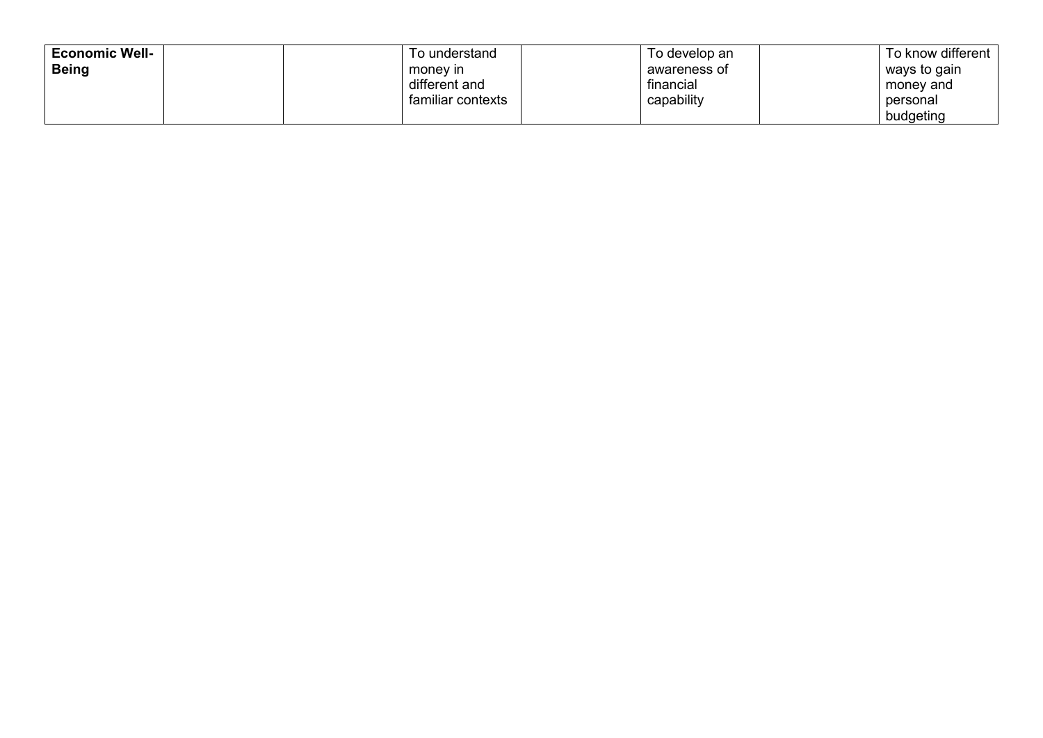| | | | | | | | |
|---|---|---|---|---|---|---|---|
| **Economic Well-Being** | | | To understand money in different and familiar contexts | | To develop an awareness of financial capability | | To know different ways to gain money and personal budgeting |